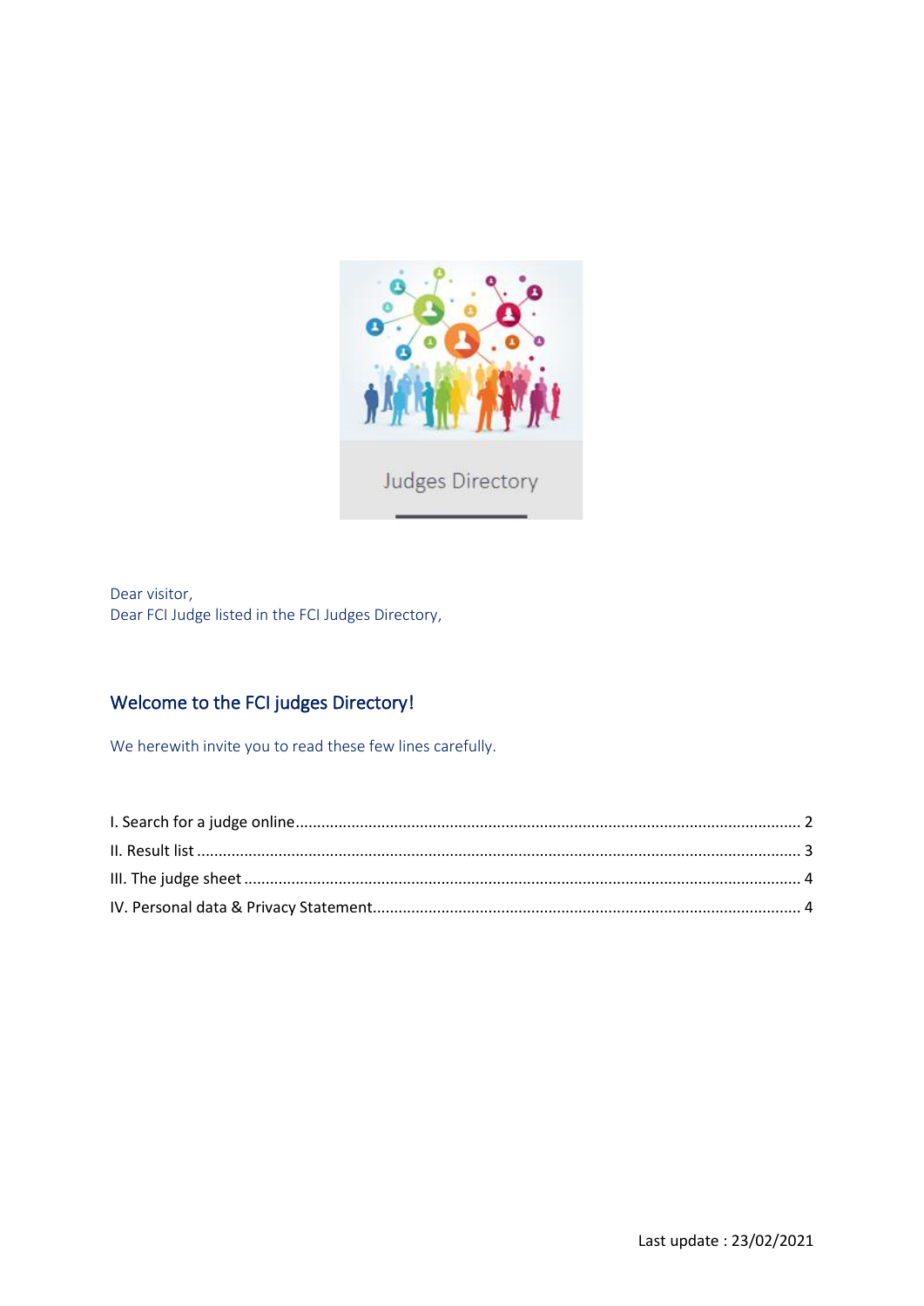Judges Directory

Dear visitor,
Dear FCI Judge listed in the FCI Judges Directory,

## Welcome to the FCI judges Directory!

We herewith invite you to read these few lines carefully.

I. Search for a judge online ........ 2
II. Result list ........ 3
III. The judge sheet ........ 4
IV. Personal data & Privacy Statement ........ 4

Last update : 23/02/2021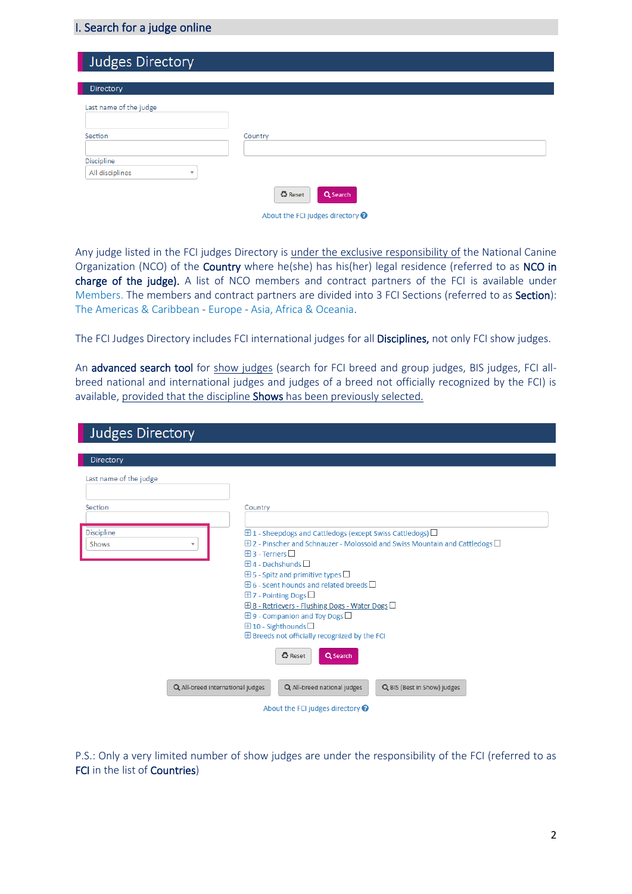## I. Search for a judge online

# Judges Directory

Directory

Last name of the judge

Section

Country

Discipline

All disciplines

Reset | Search

About the FCI judges directory

Any judge listed in the FCI judges Directory is under the exclusive responsibility of the National Canine Organization (NCO) of the **Country** where he(she) has his(her) legal residence (referred to as **NCO in charge of the judge**). A list of NCO members and contract partners of the FCI is available under Members. The members and contract partners are divided into 3 FCI Sections (referred to as **Section**): The Americas & Caribbean - Europe - Asia, Africa & Oceania.

The FCI Judges Directory includes FCI international judges for all **Disciplines,** not only FCI show judges.

An **advanced search tool** for show judges (search for FCI breed and group judges, BIS judges, FCI all-breed national and international judges and judges of a breed not officially recognized by the FCI) is available, provided that the discipline **Shows** has been previously selected.

# Judges Directory

Directory

Last name of the judge

Section

Country

Discipline

Shows

- 1 - Sheepdogs and Cattledogs (except Swiss Cattledogs)
- 2 - Pinscher and Schnauzer - Molossoid and Swiss Mountain and Cattledogs
- 3 - Terriers
- 4 - Dachshunds
- 5 - Spitz and primitive types
- 6 - Scent hounds and related breeds
- 7 - Pointing Dogs
- 8 - Retrievers - Flushing Dogs - Water Dogs
- 9 - Companion and Toy Dogs
- 10 - Sighthounds
- Breeds not officially recognized by the FCI

Reset | Search

All-breed international judges | All-breed national judges | BIS (Best in Show) judges

About the FCI judges directory

P.S.: Only a very limited number of show judges are under the responsibility of the FCI (referred to as **FCI** in the list of **Countries**)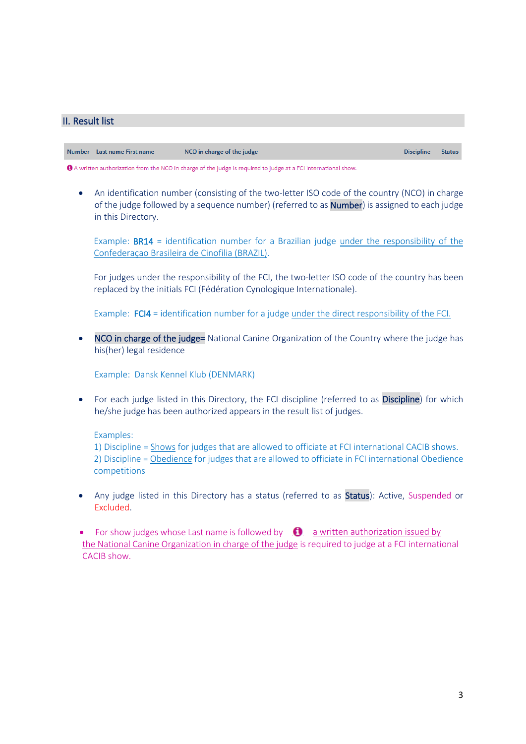## II. Result list

| Number | Last name First name | NCO in charge of the judge | Discipline | Status |
|---|---|---|---|---|

❶ A written authorization from the NCO in charge of the judge is required to judge at a FCI international show.

- An identification number (consisting of the two-letter ISO code of the country (NCO) in charge of the judge followed by a sequence number) (referred to as **Number**) is assigned to each judge in this Directory.

  Example: **BR14** = identification number for a Brazilian judge under the responsibility of the Confederaçao Brasileira de Cinofilia (BRAZIL).

  For judges under the responsibility of the FCI, the two-letter ISO code of the country has been replaced by the initials FCI (Fédération Cynologique Internationale).

  Example: **FCI4** = identification number for a judge under the direct responsibility of the FCI.

- **NCO in charge of the judge=** National Canine Organization of the Country where the judge has his(her) legal residence

  Example: Dansk Kennel Klub (DENMARK)

- For each judge listed in this Directory, the FCI discipline (referred to as **Discipline**) for which he/she judge has been authorized appears in the result list of judges.

  Examples:
  1) Discipline = Shows for judges that are allowed to officiate at FCI international CACIB shows.
  2) Discipline = Obedience for judges that are allowed to officiate in FCI international Obedience competitions

- Any judge listed in this Directory has a status (referred to as **Status**): Active, Suspended or Excluded.

- For show judges whose Last name is followed by ❶ a written authorization issued by the National Canine Organization in charge of the judge is required to judge at a FCI international CACIB show.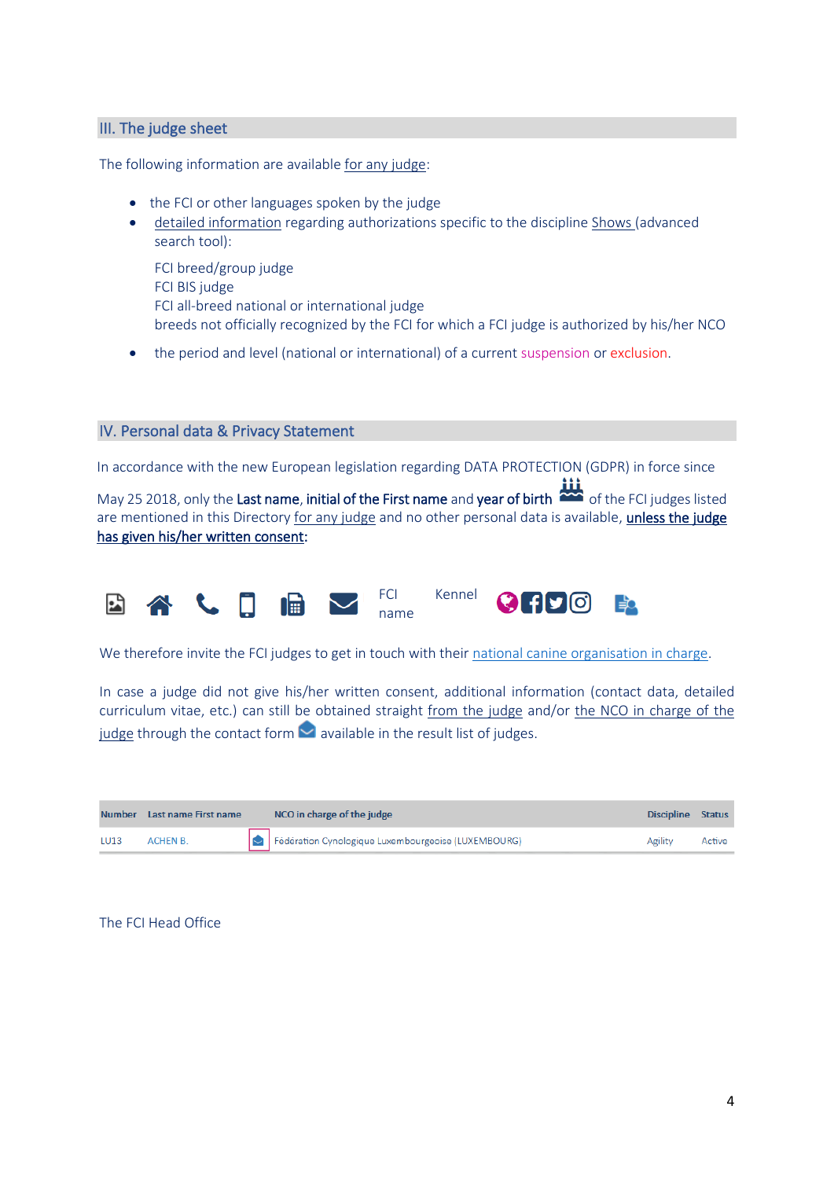## III. The judge sheet

The following information are available for any judge:

- the FCI or other languages spoken by the judge
- detailed information regarding authorizations specific to the discipline Shows (advanced search tool):

  FCI breed/group judge
  FCI BIS judge
  FCI all-breed national or international judge
  breeds not officially recognized by the FCI for which a FCI judge is authorized by his/her NCO

- the period and level (national or international) of a current suspension or exclusion.

## IV. Personal data & Privacy Statement

In accordance with the new European legislation regarding DATA PROTECTION (GDPR) in force since May 25 2018, only the **Last name**, **initial of the First name** and **year of birth** of the FCI judges listed are mentioned in this Directory for any judge and no other personal data is available, **unless the judge has given his/her written consent**:

FCI name Kennel

We therefore invite the FCI judges to get in touch with their national canine organisation in charge.

In case a judge did not give his/her written consent, additional information (contact data, detailed curriculum vitae, etc.) can still be obtained straight from the judge and/or the NCO in charge of the judge through the contact form available in the result list of judges.

| Number | Last name First name | | NCO in charge of the judge | Discipline | Status |
|---|---|---|---|---|---|
| LU13 | ACHEN B. | | Fédération Cynologique Luxembourgeoise (LUXEMBOURG) | Agility | Active |

The FCI Head Office